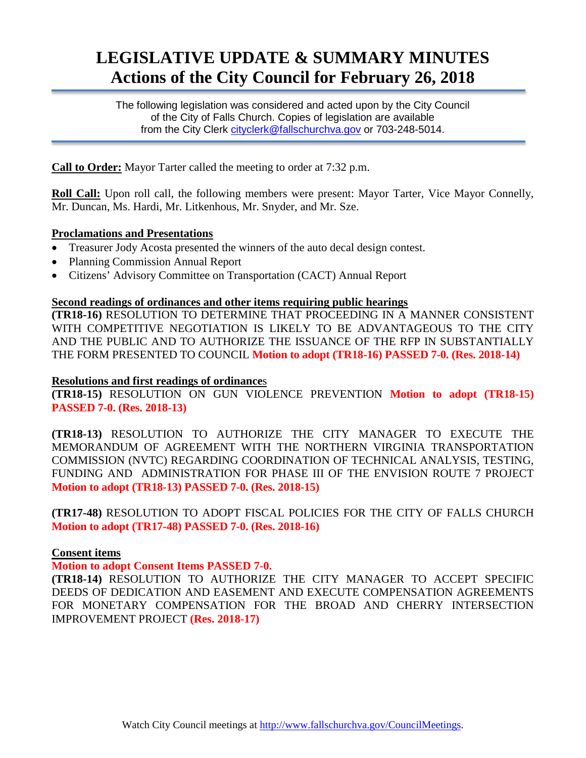# LEGISLATIVE UPDATE & SUMMARY MINUTES
# Actions of the City Council for February 26, 2018

The following legislation was considered and acted upon by the City Council of the City of Falls Church. Copies of legislation are available from the City Clerk cityclerk@fallschurchva.gov or 703-248-5014.

**Call to Order:** Mayor Tarter called the meeting to order at 7:32 p.m.

**Roll Call:** Upon roll call, the following members were present: Mayor Tarter, Vice Mayor Connelly, Mr. Duncan, Ms. Hardi, Mr. Litkenhous, Mr. Snyder, and Mr. Sze.

**Proclamations and Presentations**

- Treasurer Jody Acosta presented the winners of the auto decal design contest.
- Planning Commission Annual Report
- Citizens' Advisory Committee on Transportation (CACT) Annual Report

**Second readings of ordinances and other items requiring public hearings**

**(TR18-16)** RESOLUTION TO DETERMINE THAT PROCEEDING IN A MANNER CONSISTENT WITH COMPETITIVE NEGOTIATION IS LIKELY TO BE ADVANTAGEOUS TO THE CITY AND THE PUBLIC AND TO AUTHORIZE THE ISSUANCE OF THE RFP IN SUBSTANTIALLY THE FORM PRESENTED TO COUNCIL **Motion to adopt (TR18-16) PASSED 7-0. (Res. 2018-14)**

**Resolutions and first readings of ordinances**

**(TR18-15)** RESOLUTION ON GUN VIOLENCE PREVENTION **Motion to adopt (TR18-15) PASSED 7-0. (Res. 2018-13)**

**(TR18-13)** RESOLUTION TO AUTHORIZE THE CITY MANAGER TO EXECUTE THE MEMORANDUM OF AGREEMENT WITH THE NORTHERN VIRGINIA TRANSPORTATION COMMISSION (NVTC) REGARDING COORDINATION OF TECHNICAL ANALYSIS, TESTING, FUNDING AND ADMINISTRATION FOR PHASE III OF THE ENVISION ROUTE 7 PROJECT **Motion to adopt (TR18-13) PASSED 7-0. (Res. 2018-15)**

**(TR17-48)** RESOLUTION TO ADOPT FISCAL POLICIES FOR THE CITY OF FALLS CHURCH **Motion to adopt (TR17-48) PASSED 7-0. (Res. 2018-16)**

**Consent items**

**Motion to adopt Consent Items PASSED 7-0.**

**(TR18-14)** RESOLUTION TO AUTHORIZE THE CITY MANAGER TO ACCEPT SPECIFIC DEEDS OF DEDICATION AND EASEMENT AND EXECUTE COMPENSATION AGREEMENTS FOR MONETARY COMPENSATION FOR THE BROAD AND CHERRY INTERSECTION IMPROVEMENT PROJECT **(Res. 2018-17)**

Watch City Council meetings at http://www.fallschurchva.gov/CouncilMeetings.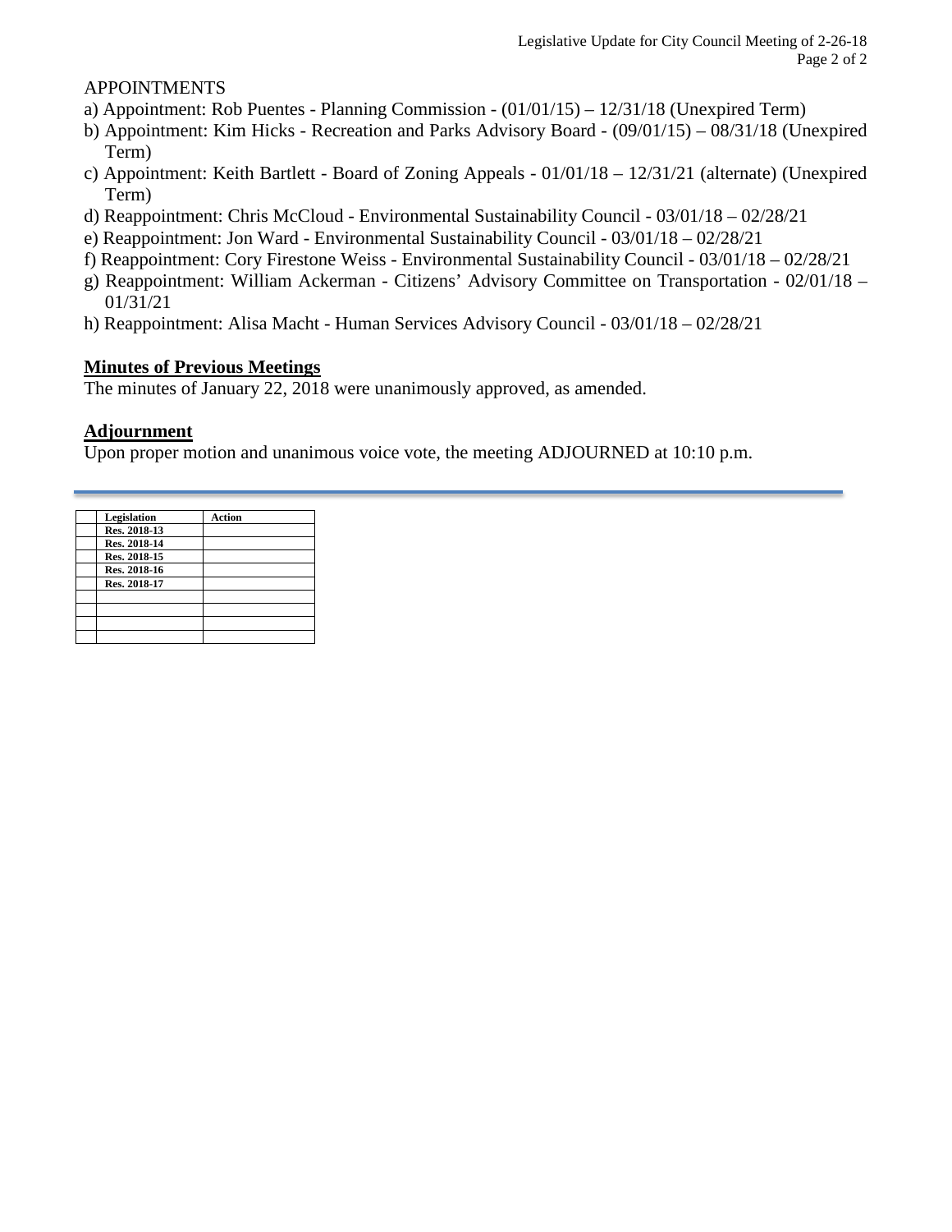APPOINTMENTS

a) Appointment: Rob Puentes - Planning Commission - (01/01/15) – 12/31/18 (Unexpired Term)
b) Appointment: Kim Hicks - Recreation and Parks Advisory Board - (09/01/15) – 08/31/18 (Unexpired Term)
c) Appointment: Keith Bartlett - Board of Zoning Appeals - 01/01/18 – 12/31/21 (alternate) (Unexpired Term)
d) Reappointment: Chris McCloud - Environmental Sustainability Council - 03/01/18 – 02/28/21
e) Reappointment: Jon Ward - Environmental Sustainability Council - 03/01/18 – 02/28/21
f) Reappointment: Cory Firestone Weiss - Environmental Sustainability Council - 03/01/18 – 02/28/21
g) Reappointment: William Ackerman - Citizens' Advisory Committee on Transportation - 02/01/18 – 01/31/21
h) Reappointment: Alisa Macht - Human Services Advisory Council - 03/01/18 – 02/28/21

## Minutes of Previous Meetings

The minutes of January 22, 2018 were unanimously approved, as amended.

## Adjournment

Upon proper motion and unanimous voice vote, the meeting ADJOURNED at 10:10 p.m.

| | Legislation | Action |
|---|---|---|
| | Res. 2018-13 | |
| | Res. 2018-14 | |
| | Res. 2018-15 | |
| | Res. 2018-16 | |
| | Res. 2018-17 | |
| | | |
| | | |
| | | |
| | | |